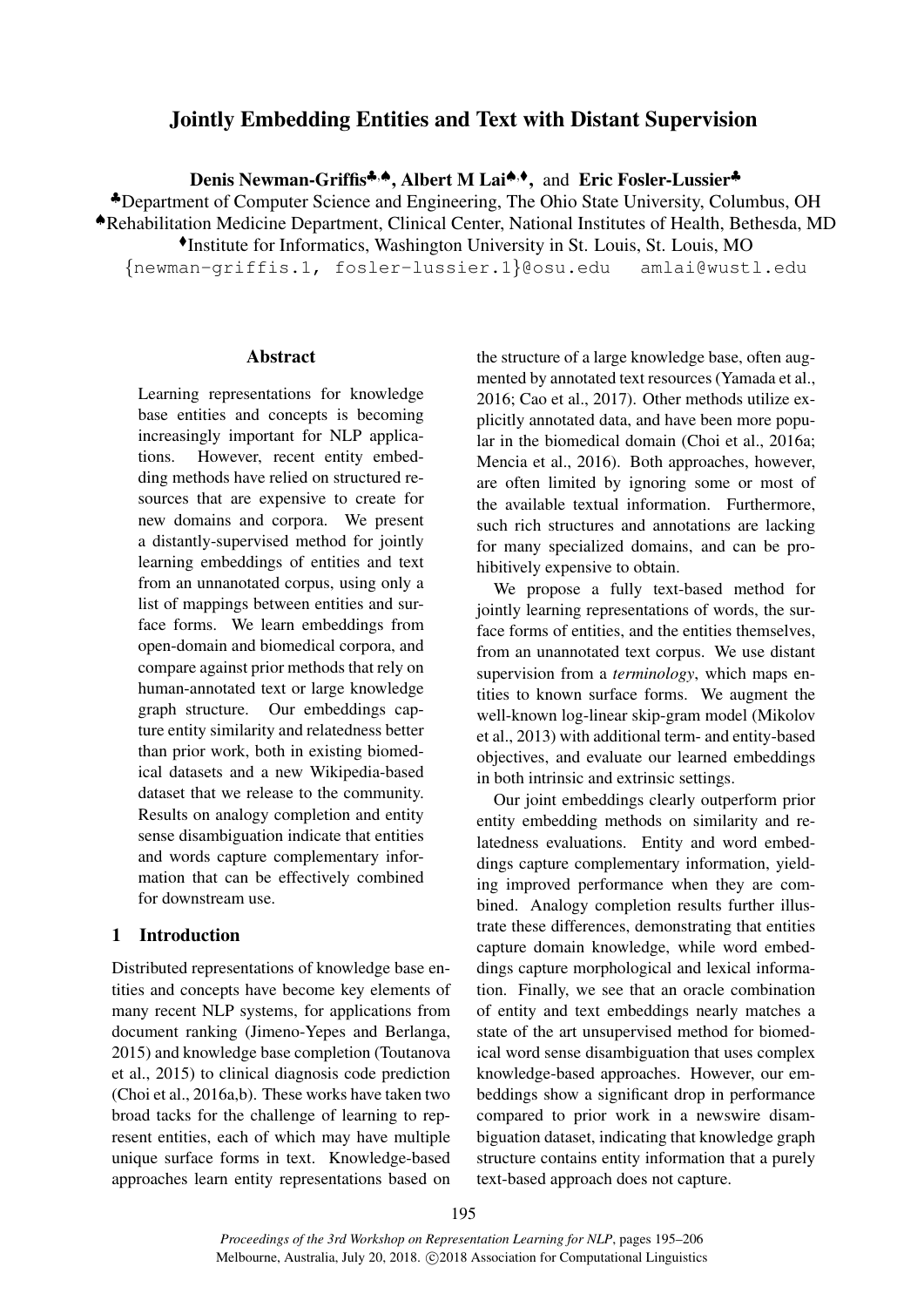# Jointly Embedding Entities and Text with Distant Supervision

**Denis Newman-Griffis**[♣,♠], **Albert M Lai**[♠,♦], and **Eric Fosler-Lussier**[♣]

[♣]Department of Computer Science and Engineering, The Ohio State University, Columbus, OH
[♠]Rehabilitation Medicine Department, Clinical Center, National Institutes of Health, Bethesda, MD
[♦]Institute for Informatics, Washington University in St. Louis, St. Louis, MO

{newman-griffis.1, fosler-lussier.1}@osu.edu amlai@wustl.edu

## Abstract

Learning representations for knowledge base entities and concepts is becoming increasingly important for NLP applications. However, recent entity embedding methods have relied on structured resources that are expensive to create for new domains and corpora. We present a distantly-supervised method for jointly learning embeddings of entities and text from an unnanotated corpus, using only a list of mappings between entities and surface forms. We learn embeddings from open-domain and biomedical corpora, and compare against prior methods that rely on human-annotated text or large knowledge graph structure. Our embeddings capture entity similarity and relatedness better than prior work, both in existing biomedical datasets and a new Wikipedia-based dataset that we release to the community. Results on analogy completion and entity sense disambiguation indicate that entities and words capture complementary information that can be effectively combined for downstream use.

## 1 Introduction

Distributed representations of knowledge base entities and concepts have become key elements of many recent NLP systems, for applications from document ranking (Jimeno-Yepes and Berlanga, 2015) and knowledge base completion (Toutanova et al., 2015) to clinical diagnosis code prediction (Choi et al., 2016a,b). These works have taken two broad tacks for the challenge of learning to represent entities, each of which may have multiple unique surface forms in text. Knowledge-based approaches learn entity representations based on the structure of a large knowledge base, often augmented by annotated text resources (Yamada et al., 2016; Cao et al., 2017). Other methods utilize explicitly annotated data, and have been more popular in the biomedical domain (Choi et al., 2016a; Mencia et al., 2016). Both approaches, however, are often limited by ignoring some or most of the available textual information. Furthermore, such rich structures and annotations are lacking for many specialized domains, and can be prohibitively expensive to obtain.

We propose a fully text-based method for jointly learning representations of words, the surface forms of entities, and the entities themselves, from an unannotated text corpus. We use distant supervision from a *terminology*, which maps entities to known surface forms. We augment the well-known log-linear skip-gram model (Mikolov et al., 2013) with additional term- and entity-based objectives, and evaluate our learned embeddings in both intrinsic and extrinsic settings.

Our joint embeddings clearly outperform prior entity embedding methods on similarity and relatedness evaluations. Entity and word embeddings capture complementary information, yielding improved performance when they are combined. Analogy completion results further illustrate these differences, demonstrating that entities capture domain knowledge, while word embeddings capture morphological and lexical information. Finally, we see that an oracle combination of entity and text embeddings nearly matches a state of the art unsupervised method for biomedical word sense disambiguation that uses complex knowledge-based approaches. However, our embeddings show a significant drop in performance compared to prior work in a newswire disambiguation dataset, indicating that knowledge graph structure contains entity information that a purely text-based approach does not capture.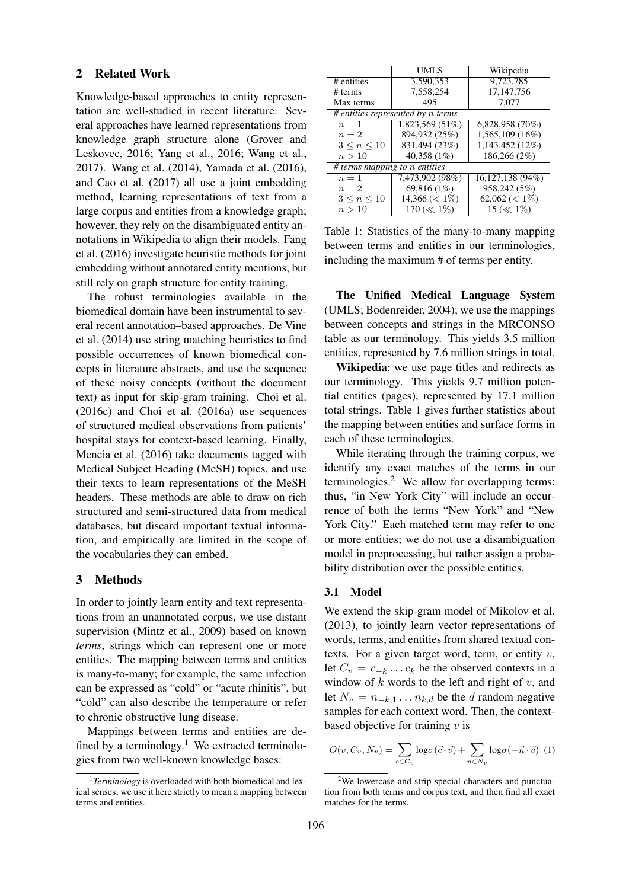## 2 Related Work

Knowledge-based approaches to entity representation are well-studied in recent literature. Several approaches have learned representations from knowledge graph structure alone (Grover and Leskovec, 2016; Yang et al., 2016; Wang et al., 2017). Wang et al. (2014), Yamada et al. (2016), and Cao et al. (2017) all use a joint embedding method, learning representations of text from a large corpus and entities from a knowledge graph; however, they rely on the disambiguated entity annotations in Wikipedia to align their models. Fang et al. (2016) investigate heuristic methods for joint embedding without annotated entity mentions, but still rely on graph structure for entity training.

The robust terminologies available in the biomedical domain have been instrumental to several recent annotation–based approaches. De Vine et al. (2014) use string matching heuristics to find possible occurrences of known biomedical concepts in literature abstracts, and use the sequence of these noisy concepts (without the document text) as input for skip-gram training. Choi et al. (2016c) and Choi et al. (2016a) use sequences of structured medical observations from patients' hospital stays for context-based learning. Finally, Mencia et al. (2016) take documents tagged with Medical Subject Heading (MeSH) topics, and use their texts to learn representations of the MeSH headers. These methods are able to draw on rich structured and semi-structured data from medical databases, but discard important textual information, and empirically are limited in the scope of the vocabularies they can embed.

## 3 Methods

In order to jointly learn entity and text representations from an unannotated corpus, we use distant supervision (Mintz et al., 2009) based on known *terms*, strings which can represent one or more entities. The mapping between terms and entities is many-to-many; for example, the same infection can be expressed as "cold" or "acute rhinitis", but "cold" can also describe the temperature or refer to chronic obstructive lung disease.

Mappings between terms and entities are defined by a terminology.[1] We extracted terminologies from two well-known knowledge bases:

|  | UMLS | Wikipedia |
|---|---|---|
| # entities | 3,590,353 | 9,723,785 |
| # terms | 7,558,254 | 17,147,756 |
| Max terms | 495 | 7,077 |
| *# entities represented by $n$ terms* | | |
| $n = 1$ | 1,823,569 (51%) | 6,828,958 (70%) |
| $n = 2$ | 894,932 (25%) | 1,565,109 (16%) |
| $3 \leq n \leq 10$ | 831,494 (23%) | 1,143,452 (12%) |
| $n > 10$ | 40,358 (1%) | 186,266 (2%) |
| *# terms mapping to $n$ entities* | | |
| $n = 1$ | 7,473,902 (98%) | 16,127,138 (94%) |
| $n = 2$ | 69,816 (1%) | 958,242 (5%) |
| $3 \leq n \leq 10$ | 14,366 ($< 1\%$) | 62,062 ($< 1\%$) |
| $n > 10$ | 170 ($\ll 1\%$) | 15 ($\ll 1\%$) |

Table 1: Statistics of the many-to-many mapping between terms and entities in our terminologies, including the maximum # of terms per entity.

**The Unified Medical Language System** (UMLS; Bodenreider, 2004); we use the mappings between concepts and strings in the MRCONSO table as our terminology. This yields 3.5 million entities, represented by 7.6 million strings in total.

**Wikipedia**; we use page titles and redirects as our terminology. This yields 9.7 million potential entities (pages), represented by 17.1 million total strings. Table 1 gives further statistics about the mapping between entities and surface forms in each of these terminologies.

While iterating through the training corpus, we identify any exact matches of the terms in our terminologies.[2] We allow for overlapping terms: thus, "in New York City" will include an occurrence of both the terms "New York" and "New York City." Each matched term may refer to one or more entities; we do not use a disambiguation model in preprocessing, but rather assign a probability distribution over the possible entities.

### 3.1 Model

We extend the skip-gram model of Mikolov et al. (2013), to jointly learn vector representations of words, terms, and entities from shared textual contexts. For a given target word, term, or entity $v$, let $C_v = c_{-k} \dots c_k$ be the observed contexts in a window of $k$ words to the left and right of $v$, and let $N_v = n_{-k,1} \dots n_{k,d}$ be the $d$ random negative samples for each context word. Then, the context-based objective for training $v$ is

$$O(v, C_v, N_v) = \sum_{c \in C_v} \log\sigma(\vec{c} \cdot \vec{v}) + \sum_{n \in N_v} \log\sigma(-\vec{n} \cdot \vec{v}) \quad (1)$$

[1] *Terminology* is overloaded with both biomedical and lexical senses; we use it here strictly to mean a mapping between terms and entities.

[2] We lowercase and strip special characters and punctuation from both terms and corpus text, and then find all exact matches for the terms.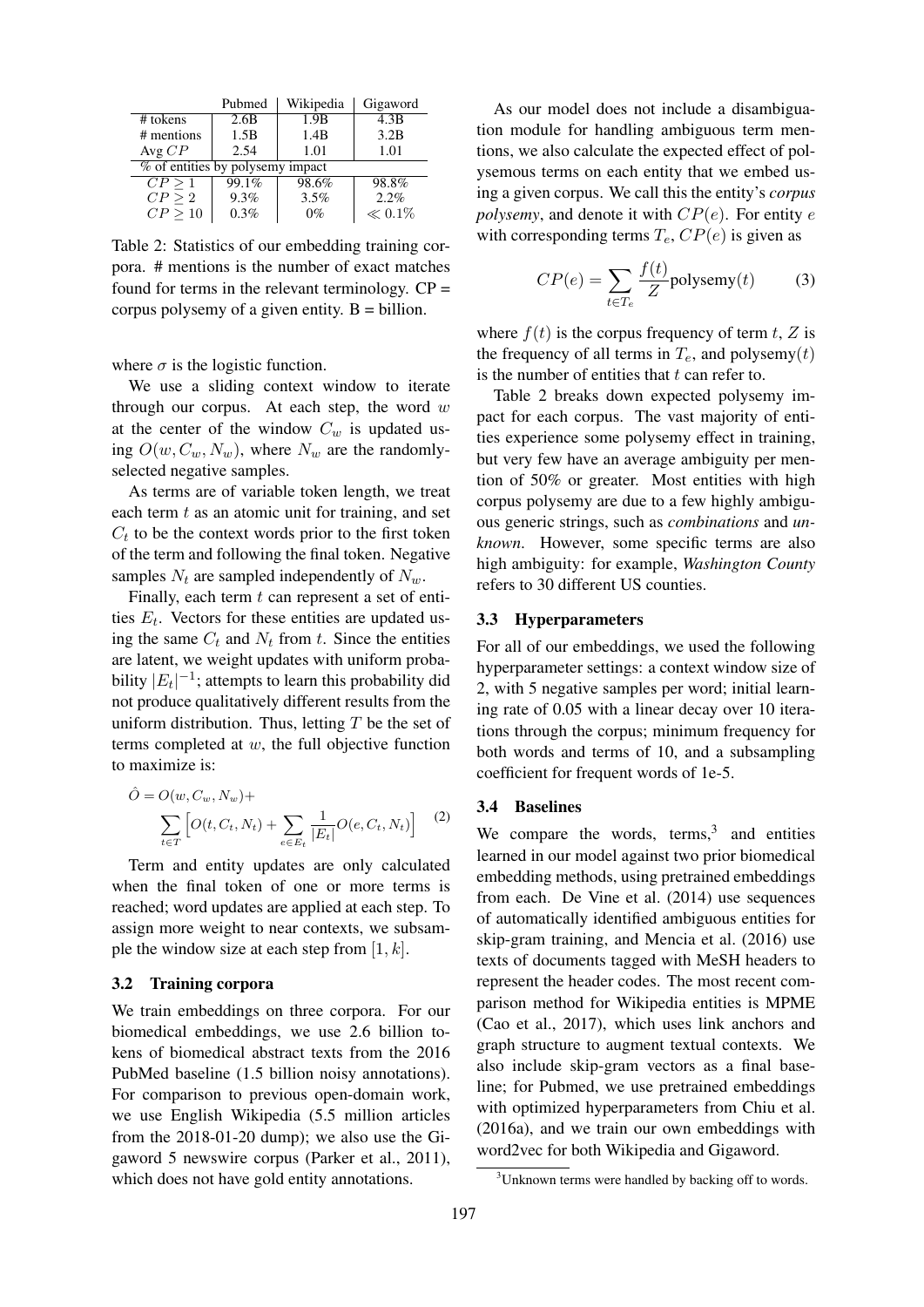|  | Pubmed | Wikipedia | Gigaword |
| --- | --- | --- | --- |
| # tokens | 2.6B | 1.9B | 4.3B |
| # mentions | 1.5B | 1.4B | 3.2B |
| Avg $CP$ | 2.54 | 1.01 | 1.01 |
| % of entities by polysemy impact | | | |
| $CP \geq 1$ | 99.1% | 98.6% | 98.8% |
| $CP \geq 2$ | 9.3% | 3.5% | 2.2% |
| $CP \geq 10$ | 0.3% | 0% | $\ll 0.1\%$ |

Table 2: Statistics of our embedding training corpora. # mentions is the number of exact matches found for terms in the relevant terminology. CP = corpus polysemy of a given entity. B = billion.

where $\sigma$ is the logistic function.

We use a sliding context window to iterate through our corpus. At each step, the word $w$ at the center of the window $C_w$ is updated using $O(w, C_w, N_w)$, where $N_w$ are the randomly-selected negative samples.

As terms are of variable token length, we treat each term $t$ as an atomic unit for training, and set $C_t$ to be the context words prior to the first token of the term and following the final token. Negative samples $N_t$ are sampled independently of $N_w$.

Finally, each term $t$ can represent a set of entities $E_t$. Vectors for these entities are updated using the same $C_t$ and $N_t$ from $t$. Since the entities are latent, we weight updates with uniform probability $|E_t|^{-1}$; attempts to learn this probability did not produce qualitatively different results from the uniform distribution. Thus, letting $T$ be the set of terms completed at $w$, the full objective function to maximize is:

$$\hat{O} = O(w, C_w, N_w) + \sum_{t \in T} \Big[ O(t, C_t, N_t) + \sum_{e \in E_t} \frac{1}{|E_t|} O(e, C_t, N_t) \Big] \quad (2)$$

Term and entity updates are only calculated when the final token of one or more terms is reached; word updates are applied at each step. To assign more weight to near contexts, we subsample the window size at each step from $[1, k]$.

### 3.2 Training corpora

We train embeddings on three corpora. For our biomedical embeddings, we use 2.6 billion tokens of biomedical abstract texts from the 2016 PubMed baseline (1.5 billion noisy annotations). For comparison to previous open-domain work, we use English Wikipedia (5.5 million articles from the 2018-01-20 dump); we also use the Gigaword 5 newswire corpus (Parker et al., 2011), which does not have gold entity annotations.

As our model does not include a disambiguation module for handling ambiguous term mentions, we also calculate the expected effect of polysemous terms on each entity that we embed using a given corpus. We call this the entity's *corpus polysemy*, and denote it with $CP(e)$. For entity $e$ with corresponding terms $T_e$, $CP(e)$ is given as

$$CP(e) = \sum_{t \in T_e} \frac{f(t)}{Z} \text{polysemy}(t) \quad (3)$$

where $f(t)$ is the corpus frequency of term $t$, $Z$ is the frequency of all terms in $T_e$, and polysemy$(t)$ is the number of entities that $t$ can refer to.

Table 2 breaks down expected polysemy impact for each corpus. The vast majority of entities experience some polysemy effect in training, but very few have an average ambiguity per mention of 50% or greater. Most entities with high corpus polysemy are due to a few highly ambiguous generic strings, such as *combinations* and *unknown*. However, some specific terms are also high ambiguity: for example, *Washington County* refers to 30 different US counties.

### 3.3 Hyperparameters

For all of our embeddings, we used the following hyperparameter settings: a context window size of 2, with 5 negative samples per word; initial learning rate of 0.05 with a linear decay over 10 iterations through the corpus; minimum frequency for both words and terms of 10, and a subsampling coefficient for frequent words of 1e-5.

### 3.4 Baselines

We compare the words, terms,[3] and entities learned in our model against two prior biomedical embedding methods, using pretrained embeddings from each. De Vine et al. (2014) use sequences of automatically identified ambiguous entities for skip-gram training, and Mencia et al. (2016) use texts of documents tagged with MeSH headers to represent the header codes. The most recent comparison method for Wikipedia entities is MPME (Cao et al., 2017), which uses link anchors and graph structure to augment textual contexts. We also include skip-gram vectors as a final baseline; for Pubmed, we use pretrained embeddings with optimized hyperparameters from Chiu et al. (2016a), and we train our own embeddings with word2vec for both Wikipedia and Gigaword.

[3] Unknown terms were handled by backing off to words.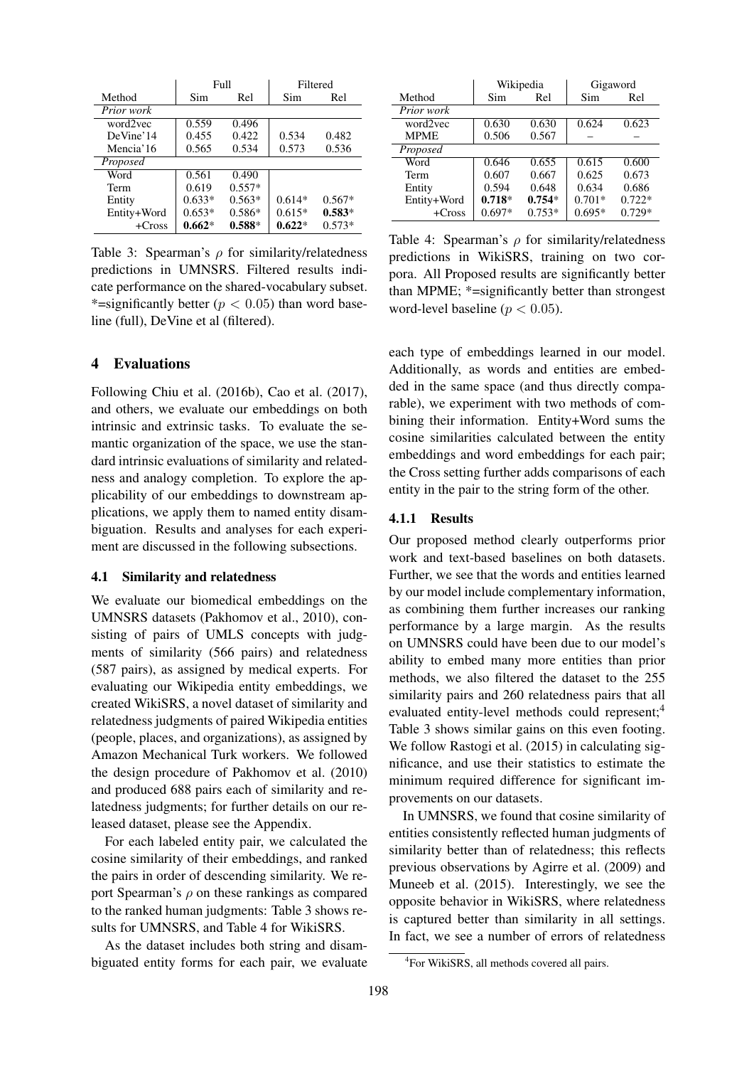| Method | Full | | Filtered | |
|---|---|---|---|---|
| | Sim | Rel | Sim | Rel |
| *Prior work* | | | | |
| word2vec | 0.559 | 0.496 | | |
| DeVine'14 | 0.455 | 0.422 | 0.534 | 0.482 |
| Mencia'16 | 0.565 | 0.534 | 0.573 | 0.536 |
| *Proposed* | | | | |
| Word | 0.561 | 0.490 | | |
| Term | 0.619 | 0.557* | | |
| Entity | 0.633* | 0.563* | 0.614* | 0.567* |
| Entity+Word | 0.653* | 0.586* | 0.615* | **0.583*** |
| +Cross | **0.662*** | **0.588*** | **0.622*** | 0.573* |

Table 3: Spearman's $\rho$ for similarity/relatedness predictions in UMNSRS. Filtered results indicate performance on the shared-vocabulary subset. *=significantly better ($p < 0.05$) than word baseline (full), DeVine et al (filtered).

| Method | Wikipedia | | Gigaword | |
|---|---|---|---|---|
| | Sim | Rel | Sim | Rel |
| *Prior work* | | | | |
| word2vec | 0.630 | 0.630 | 0.624 | 0.623 |
| MPME | 0.506 | 0.567 | – | – |
| *Proposed* | | | | |
| Word | 0.646 | 0.655 | 0.615 | 0.600 |
| Term | 0.607 | 0.667 | 0.625 | 0.673 |
| Entity | 0.594 | 0.648 | 0.634 | 0.686 |
| Entity+Word | **0.718*** | **0.754*** | 0.701* | 0.722* |
| +Cross | 0.697* | 0.753* | 0.695* | 0.729* |

Table 4: Spearman's $\rho$ for similarity/relatedness predictions in WikiSRS, training on two corpora. All Proposed results are significantly better than MPME; *=significantly better than strongest word-level baseline ($p < 0.05$).

## 4 Evaluations

Following Chiu et al. (2016b), Cao et al. (2017), and others, we evaluate our embeddings on both intrinsic and extrinsic tasks. To evaluate the semantic organization of the space, we use the standard intrinsic evaluations of similarity and relatedness and analogy completion. To explore the applicability of our embeddings to downstream applications, we apply them to named entity disambiguation. Results and analyses for each experiment are discussed in the following subsections.

### 4.1 Similarity and relatedness

We evaluate our biomedical embeddings on the UMNSRS datasets (Pakhomov et al., 2010), consisting of pairs of UMLS concepts with judgments of similarity (566 pairs) and relatedness (587 pairs), as assigned by medical experts. For evaluating our Wikipedia entity embeddings, we created WikiSRS, a novel dataset of similarity and relatedness judgments of paired Wikipedia entities (people, places, and organizations), as assigned by Amazon Mechanical Turk workers. We followed the design procedure of Pakhomov et al. (2010) and produced 688 pairs each of similarity and relatedness judgments; for further details on our released dataset, please see the Appendix.

For each labeled entity pair, we calculated the cosine similarity of their embeddings, and ranked the pairs in order of descending similarity. We report Spearman's $\rho$ on these rankings as compared to the ranked human judgments: Table 3 shows results for UMNSRS, and Table 4 for WikiSRS.

As the dataset includes both string and disambiguated entity forms for each pair, we evaluate each type of embeddings learned in our model. Additionally, as words and entities are embedded in the same space (and thus directly comparable), we experiment with two methods of combining their information. Entity+Word sums the cosine similarities calculated between the entity embeddings and word embeddings for each pair; the Cross setting further adds comparisons of each entity in the pair to the string form of the other.

#### 4.1.1 Results

Our proposed method clearly outperforms prior work and text-based baselines on both datasets. Further, we see that the words and entities learned by our model include complementary information, as combining them further increases our ranking performance by a large margin. As the results on UMNSRS could have been due to our model's ability to embed many more entities than prior methods, we also filtered the dataset to the 255 similarity pairs and 260 relatedness pairs that all evaluated entity-level methods could represent;[4] Table 3 shows similar gains on this even footing. We follow Rastogi et al. (2015) in calculating significance, and use their statistics to estimate the minimum required difference for significant improvements on our datasets.

In UMNSRS, we found that cosine similarity of entities consistently reflected human judgments of similarity better than of relatedness; this reflects previous observations by Agirre et al. (2009) and Muneeb et al. (2015). Interestingly, we see the opposite behavior in WikiSRS, where relatedness is captured better than similarity in all settings. In fact, we see a number of errors of relatedness

[4]For WikiSRS, all methods covered all pairs.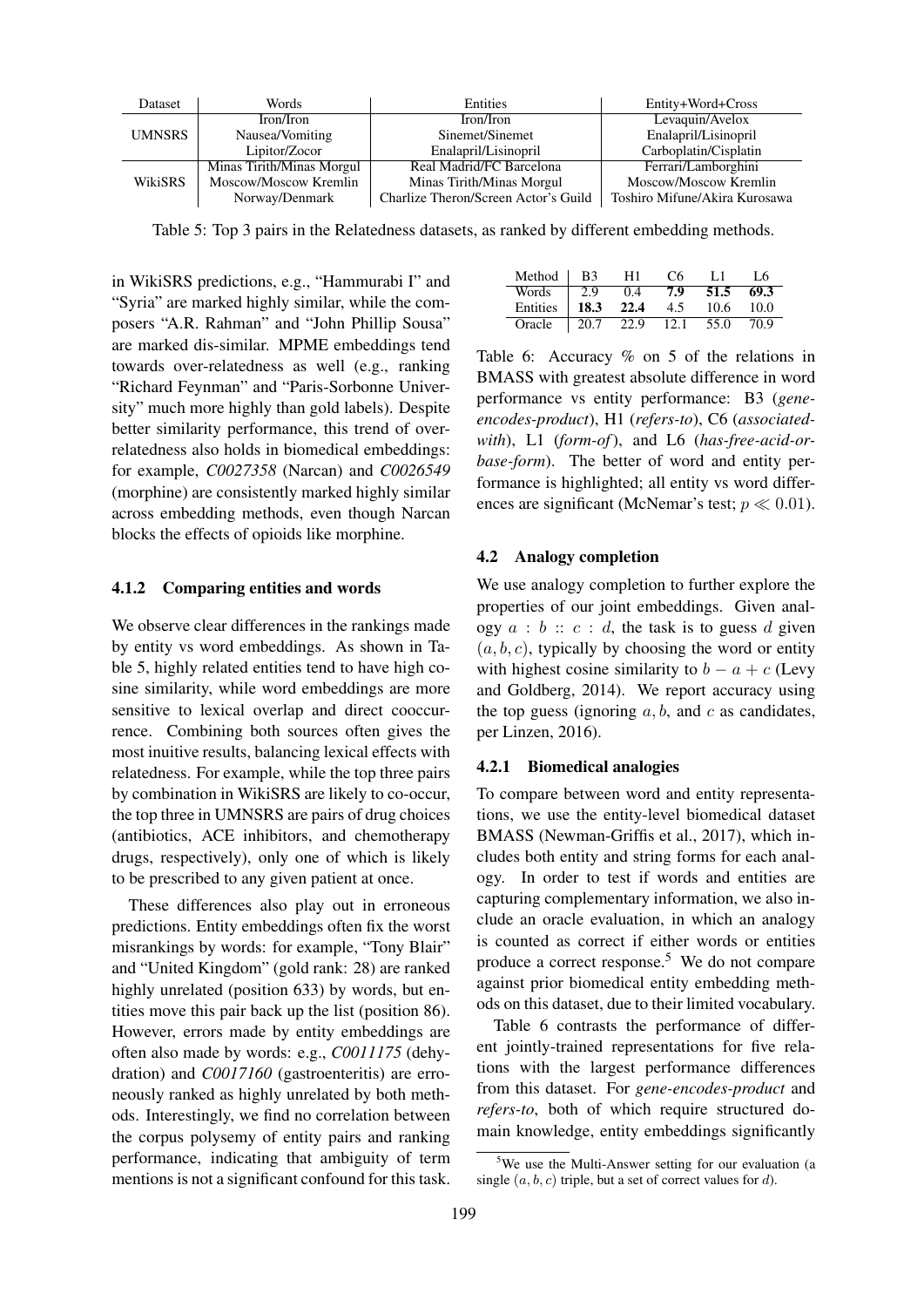| Dataset | Words | Entities | Entity+Word+Cross |
| --- | --- | --- | --- |
| UMNSRS | Iron/Iron | Iron/Iron | Levaquin/Avelox |
| | Nausea/Vomiting | Sinemet/Sinemet | Enalapril/Lisinopril |
| | Lipitor/Zocor | Enalapril/Lisinopril | Carboplatin/Cisplatin |
| WikiSRS | Minas Tirith/Minas Morgul | Real Madrid/FC Barcelona | Ferrari/Lamborghini |
| | Moscow/Moscow Kremlin | Minas Tirith/Minas Morgul | Moscow/Moscow Kremlin |
| | Norway/Denmark | Charlize Theron/Screen Actor's Guild | Toshiro Mifune/Akira Kurosawa |

Table 5: Top 3 pairs in the Relatedness datasets, as ranked by different embedding methods.

in WikiSRS predictions, e.g., "Hammurabi I" and "Syria" are marked highly similar, while the composers "A.R. Rahman" and "John Phillip Sousa" are marked dis-similar. MPME embeddings tend towards over-relatedness as well (e.g., ranking "Richard Feynman" and "Paris-Sorbonne University" much more highly than gold labels). Despite better similarity performance, this trend of over-relatedness also holds in biomedical embeddings: for example, *C0027358* (Narcan) and *C0026549* (morphine) are consistently marked highly similar across embedding methods, even though Narcan blocks the effects of opioids like morphine.

#### 4.1.2 Comparing entities and words

We observe clear differences in the rankings made by entity vs word embeddings. As shown in Table 5, highly related entities tend to have high cosine similarity, while word embeddings are more sensitive to lexical overlap and direct cooccurrence. Combining both sources often gives the most inuitive results, balancing lexical effects with relatedness. For example, while the top three pairs by combination in WikiSRS are likely to co-occur, the top three in UMNSRS are pairs of drug choices (antibiotics, ACE inhibitors, and chemotherapy drugs, respectively), only one of which is likely to be prescribed to any given patient at once.

These differences also play out in erroneous predictions. Entity embeddings often fix the worst misrankings by words: for example, "Tony Blair" and "United Kingdom" (gold rank: 28) are ranked highly unrelated (position 633) by words, but entities move this pair back up the list (position 86). However, errors made by entity embeddings are often also made by words: e.g., *C0011175* (dehydration) and *C0017160* (gastroenteritis) are erroneously ranked as highly unrelated by both methods. Interestingly, we find no correlation between the corpus polysemy of entity pairs and ranking performance, indicating that ambiguity of term mentions is not a significant confound for this task.

| Method | B3 | H1 | C6 | L1 | L6 |
| --- | --- | --- | --- | --- | --- |
| Words | 2.9 | 0.4 | **7.9** | **51.5** | **69.3** |
| Entities | **18.3** | **22.4** | 4.5 | 10.6 | 10.0 |
| Oracle | 20.7 | 22.9 | 12.1 | 55.0 | 70.9 |

Table 6: Accuracy % on 5 of the relations in BMASS with greatest absolute difference in word performance vs entity performance: B3 (*gene-encodes-product*), H1 (*refers-to*), C6 (*associated-with*), L1 (*form-of*), and L6 (*has-free-acid-or-base-form*). The better of word and entity performance is highlighted; all entity vs word differences are significant (McNemar's test; $p \ll 0.01$).

### 4.2 Analogy completion

We use analogy completion to further explore the properties of our joint embeddings. Given analogy $a : b :: c : d$, the task is to guess $d$ given $(a, b, c)$, typically by choosing the word or entity with highest cosine similarity to $b - a + c$ (Levy and Goldberg, 2014). We report accuracy using the top guess (ignoring $a, b$, and $c$ as candidates, per Linzen, 2016).

#### 4.2.1 Biomedical analogies

To compare between word and entity representations, we use the entity-level biomedical dataset BMASS (Newman-Griffis et al., 2017), which includes both entity and string forms for each analogy. In order to test if words and entities are capturing complementary information, we also include an oracle evaluation, in which an analogy is counted as correct if either words or entities produce a correct response.[5] We do not compare against prior biomedical entity embedding methods on this dataset, due to their limited vocabulary.

Table 6 contrasts the performance of different jointly-trained representations for five relations with the largest performance differences from this dataset. For *gene-encodes-product* and *refers-to*, both of which require structured domain knowledge, entity embeddings significantly

[5]We use the Multi-Answer setting for our evaluation (a single $(a, b, c)$ triple, but a set of correct values for $d$).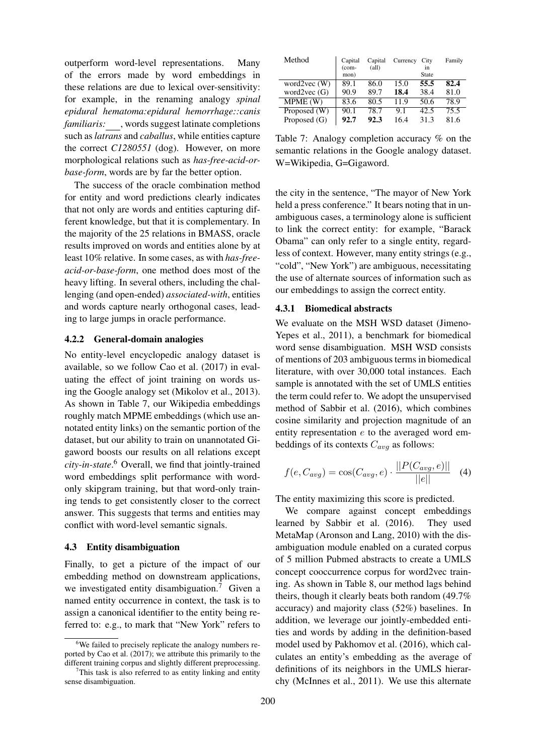outperform word-level representations. Many of the errors made by word embeddings in these relations are due to lexical over-sensitivity: for example, in the renaming analogy *spinal epidural hematoma:epidural hemorrhage::canis familiaris:___*, words suggest latinate completions such as *latrans* and *caballus*, while entities capture the correct *C1280551* (dog). However, on more morphological relations such as *has-free-acid-or-base-form*, words are by far the better option.

The success of the oracle combination method for entity and word predictions clearly indicates that not only are words and entities capturing different knowledge, but that it is complementary. In the majority of the 25 relations in BMASS, oracle results improved on words and entities alone by at least 10% relative. In some cases, as with *has-free-acid-or-base-form*, one method does most of the heavy lifting. In several others, including the challenging (and open-ended) *associated-with*, entities and words capture nearly orthogonal cases, leading to large jumps in oracle performance.

### 4.2.2 General-domain analogies

No entity-level encyclopedic analogy dataset is available, so we follow Cao et al. (2017) in evaluating the effect of joint training on words using the Google analogy set (Mikolov et al., 2013). As shown in Table 7, our Wikipedia embeddings roughly match MPME embeddings (which use annotated entity links) on the semantic portion of the dataset, but our ability to train on unannotated Gigaword boosts our results on all relations except *city-in-state*.[6] Overall, we find that jointly-trained word embeddings split performance with word-only skipgram training, but that word-only training tends to get consistently closer to the correct answer. This suggests that terms and entities may conflict with word-level semantic signals.

| Method | Capital (common) | Capital (all) | Currency | City in State | Family |
|---|---|---|---|---|---|
| word2vec (W) | 89.1 | 86.0 | 15.0 | **55.5** | **82.4** |
| word2vec (G) | 90.9 | 89.7 | **18.4** | 38.4 | 81.0 |
| MPME (W) | 83.6 | 80.5 | 11.9 | 50.6 | 78.9 |
| Proposed (W) | 90.1 | 78.7 | 9.1 | 42.5 | 75.5 |
| Proposed (G) | **92.7** | **92.3** | 16.4 | 31.3 | 81.6 |

Table 7: Analogy completion accuracy % on the semantic relations in the Google analogy dataset. W=Wikipedia, G=Gigaword.

## 4.3 Entity disambiguation

Finally, to get a picture of the impact of our embedding method on downstream applications, we investigated entity disambiguation.[7] Given a named entity occurrence in context, the task is to assign a canonical identifier to the entity being referred to: e.g., to mark that "New York" refers to the city in the sentence, "The mayor of New York held a press conference." It bears noting that in unambiguous cases, a terminology alone is sufficient to link the correct entity: for example, "Barack Obama" can only refer to a single entity, regardless of context. However, many entity strings (e.g., "cold", "New York") are ambiguous, necessitating the use of alternate sources of information such as our embeddings to assign the correct entity.

### 4.3.1 Biomedical abstracts

We evaluate on the MSH WSD dataset (Jimeno-Yepes et al., 2011), a benchmark for biomedical word sense disambiguation. MSH WSD consists of mentions of 203 ambiguous terms in biomedical literature, with over 30,000 total instances. Each sample is annotated with the set of UMLS entities the term could refer to. We adopt the unsupervised method of Sabbir et al. (2016), which combines cosine similarity and projection magnitude of an entity representation $e$ to the averaged word embeddings of its contexts $C_{avg}$ as follows:

$$f(e, C_{avg}) = \cos(C_{avg}, e) \cdot \frac{||P(C_{avg}, e)||}{||e||} \quad (4)$$

The entity maximizing this score is predicted.

We compare against concept embeddings learned by Sabbir et al. (2016). They used MetaMap (Aronson and Lang, 2010) with the disambiguation module enabled on a curated corpus of 5 million Pubmed abstracts to create a UMLS concept cooccurrence corpus for word2vec training. As shown in Table 8, our method lags behind theirs, though it clearly beats both random (49.7% accuracy) and majority class (52%) baselines. In addition, we leverage our jointly-embedded entities and words by adding in the definition-based model used by Pakhomov et al. (2016), which calculates an entity's embedding as the average of definitions of its neighbors in the UMLS hierarchy (McInnes et al., 2011). We use this alternate

[6] We failed to precisely replicate the analogy numbers reported by Cao et al. (2017); we attribute this primarily to the different training corpus and slightly different preprocessing.

[7] This task is also referred to as entity linking and entity sense disambiguation.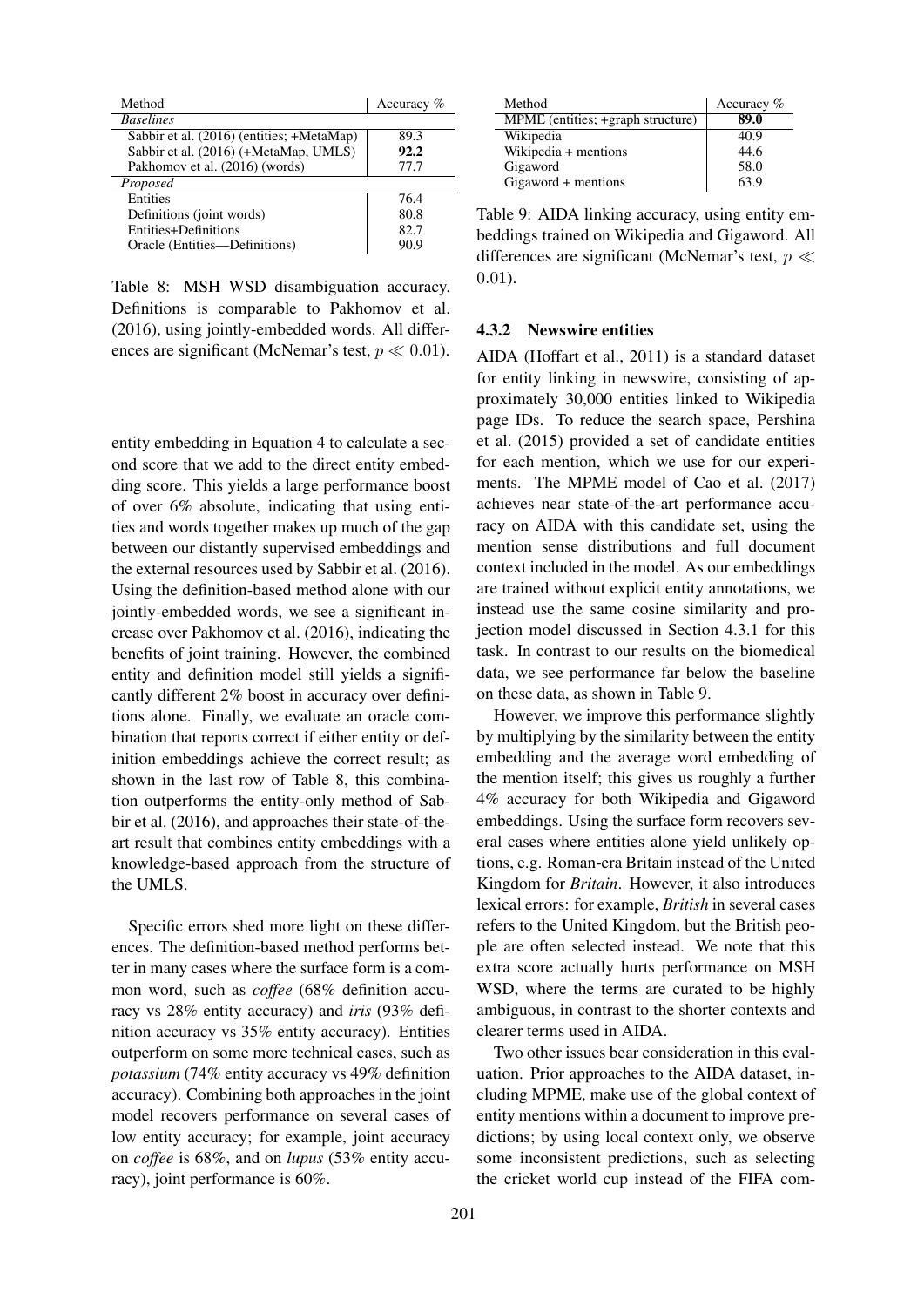| Method | Accuracy % |
|---|---|
| *Baselines* | |
| Sabbir et al. (2016) (entities; +MetaMap) | 89.3 |
| Sabbir et al. (2016) (+MetaMap, UMLS) | **92.2** |
| Pakhomov et al. (2016) (words) | 77.7 |
| *Proposed* | |
| Entities | 76.4 |
| Definitions (joint words) | 80.8 |
| Entities+Definitions | 82.7 |
| Oracle (Entities—Definitions) | 90.9 |

Table 8: MSH WSD disambiguation accuracy. Definitions is comparable to Pakhomov et al. (2016), using jointly-embedded words. All differences are significant (McNemar's test, $p \ll 0.01$).

entity embedding in Equation 4 to calculate a second score that we add to the direct entity embedding score. This yields a large performance boost of over 6% absolute, indicating that using entities and words together makes up much of the gap between our distantly supervised embeddings and the external resources used by Sabbir et al. (2016). Using the definition-based method alone with our jointly-embedded words, we see a significant increase over Pakhomov et al. (2016), indicating the benefits of joint training. However, the combined entity and definition model still yields a significantly different 2% boost in accuracy over definitions alone. Finally, we evaluate an oracle combination that reports correct if either entity or definition embeddings achieve the correct result; as shown in the last row of Table 8, this combination outperforms the entity-only method of Sabbir et al. (2016), and approaches their state-of-the-art result that combines entity embeddings with a knowledge-based approach from the structure of the UMLS.

Specific errors shed more light on these differences. The definition-based method performs better in many cases where the surface form is a common word, such as *coffee* (68% definition accuracy vs 28% entity accuracy) and *iris* (93% definition accuracy vs 35% entity accuracy). Entities outperform on some more technical cases, such as *potassium* (74% entity accuracy vs 49% definition accuracy). Combining both approaches in the joint model recovers performance on several cases of low entity accuracy; for example, joint accuracy on *coffee* is 68%, and on *lupus* (53% entity accuracy), joint performance is 60%.

| Method | Accuracy % |
|---|---|
| MPME (entities; +graph structure) | **89.0** |
| Wikipedia | 40.9 |
| Wikipedia + mentions | 44.6 |
| Gigaword | 58.0 |
| Gigaword + mentions | 63.9 |

Table 9: AIDA linking accuracy, using entity embeddings trained on Wikipedia and Gigaword. All differences are significant (McNemar's test, $p \ll 0.01$).

#### 4.3.2 Newswire entities

AIDA (Hoffart et al., 2011) is a standard dataset for entity linking in newswire, consisting of approximately 30,000 entities linked to Wikipedia page IDs. To reduce the search space, Pershina et al. (2015) provided a set of candidate entities for each mention, which we use for our experiments. The MPME model of Cao et al. (2017) achieves near state-of-the-art performance accuracy on AIDA with this candidate set, using the mention sense distributions and full document context included in the model. As our embeddings are trained without explicit entity annotations, we instead use the same cosine similarity and projection model discussed in Section 4.3.1 for this task. In contrast to our results on the biomedical data, we see performance far below the baseline on these data, as shown in Table 9.

However, we improve this performance slightly by multiplying by the similarity between the entity embedding and the average word embedding of the mention itself; this gives us roughly a further 4% accuracy for both Wikipedia and Gigaword embeddings. Using the surface form recovers several cases where entities alone yield unlikely options, e.g. Roman-era Britain instead of the United Kingdom for *Britain*. However, it also introduces lexical errors: for example, *British* in several cases refers to the United Kingdom, but the British people are often selected instead. We note that this extra score actually hurts performance on MSH WSD, where the terms are curated to be highly ambiguous, in contrast to the shorter contexts and clearer terms used in AIDA.

Two other issues bear consideration in this evaluation. Prior approaches to the AIDA dataset, including MPME, make use of the global context of entity mentions within a document to improve predictions; by using local context only, we observe some inconsistent predictions, such as selecting the cricket world cup instead of the FIFA com-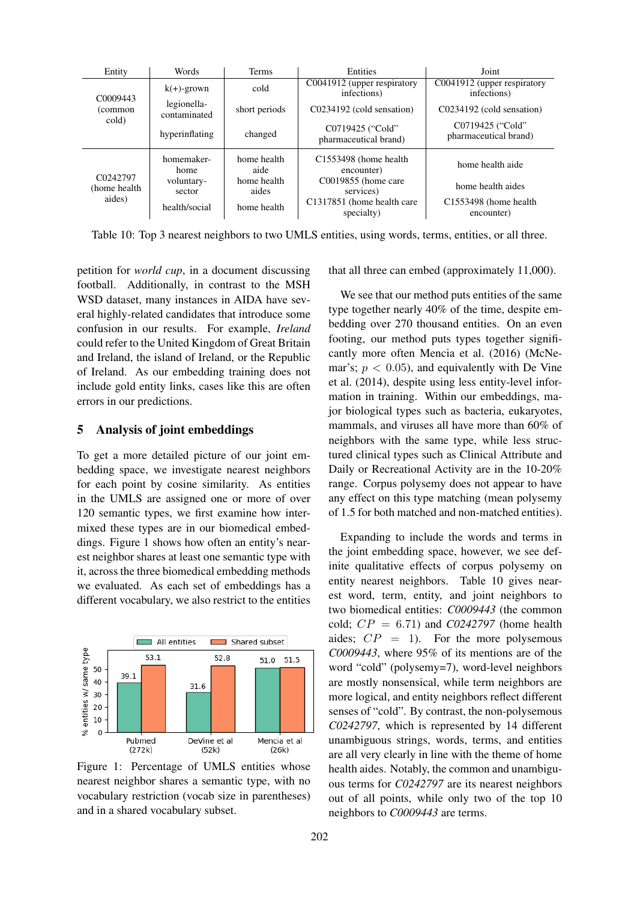| Entity | Words | Terms | Entities | Joint |
|---|---|---|---|---|
| C0009443 (common cold) | k(+)-grown | cold | C0041912 (upper respiratory infections) | C0041912 (upper respiratory infections) |
| | legionella-contaminated | short periods | C0234192 (cold sensation) | C0234192 (cold sensation) |
| | hyperinflating | changed | C0719425 (“Cold” pharmaceutical brand) | C0719425 (“Cold” pharmaceutical brand) |
| C0242797 (home health aides) | homemaker-home | home health aide | C1553498 (home health encounter) | home health aide |
| | voluntary-sector | home health aides | C0019855 (home care services) | home health aides |
| | health/social | home health | C1317851 (home health care specialty) | C1553498 (home health encounter) |

Table 10: Top 3 nearest neighbors to two UMLS entities, using words, terms, entities, or all three.

petition for *world cup*, in a document discussing football. Additionally, in contrast to the MSH WSD dataset, many instances in AIDA have several highly-related candidates that introduce some confusion in our results. For example, *Ireland* could refer to the United Kingdom of Great Britain and Ireland, the island of Ireland, or the Republic of Ireland. As our embedding training does not include gold entity links, cases like this are often errors in our predictions.

## 5 Analysis of joint embeddings

To get a more detailed picture of our joint embedding space, we investigate nearest neighbors for each point by cosine similarity. As entities in the UMLS are assigned one or more of over 120 semantic types, we first examine how intermixed these types are in our biomedical embeddings. Figure 1 shows how often an entity's nearest neighbor shares at least one semantic type with it, across the three biomedical embedding methods we evaluated. As each set of embeddings has a different vocabulary, we also restrict to the entities that all three can embed (approximately 11,000).

| | All entities | Shared subset |
|---|---|---|
| Pubmed (272k) | 39.1 | 53.1 |
| DeVine et al (52k) | 31.6 | 52.8 |
| Mencia et al (26k) | 51.0 | 51.5 |

Figure 1: Percentage of UMLS entities whose nearest neighbor shares a semantic type, with no vocabulary restriction (vocab size in parentheses) and in a shared vocabulary subset.

We see that our method puts entities of the same type together nearly 40% of the time, despite embedding over 270 thousand entities. On an even footing, our method puts types together significantly more often Mencia et al. (2016) (McNemar's; $p < 0.05$), and equivalently with De Vine et al. (2014), despite using less entity-level information in training. Within our embeddings, major biological types such as bacteria, eukaryotes, mammals, and viruses all have more than 60% of neighbors with the same type, while less structured clinical types such as Clinical Attribute and Daily or Recreational Activity are in the 10-20% range. Corpus polysemy does not appear to have any effect on this type matching (mean polysemy of 1.5 for both matched and non-matched entities).

Expanding to include the words and terms in the joint embedding space, however, we see definite qualitative effects of corpus polysemy on entity nearest neighbors. Table 10 gives nearest word, term, entity, and joint neighbors to two biomedical entities: *C0009443* (the common cold; $CP = 6.71$) and *C0242797* (home health aides; $CP = 1$). For the more polysemous *C0009443*, where 95% of its mentions are of the word “cold” (polysemy=7), word-level neighbors are mostly nonsensical, while term neighbors are more logical, and entity neighbors reflect different senses of “cold”. By contrast, the non-polysemous *C0242797*, which is represented by 14 different unambiguous strings, words, terms, and entities are all very clearly in line with the theme of home health aides. Notably, the common and unambiguous terms for *C0242797* are its nearest neighbors out of all points, while only two of the top 10 neighbors to *C0009443* are terms.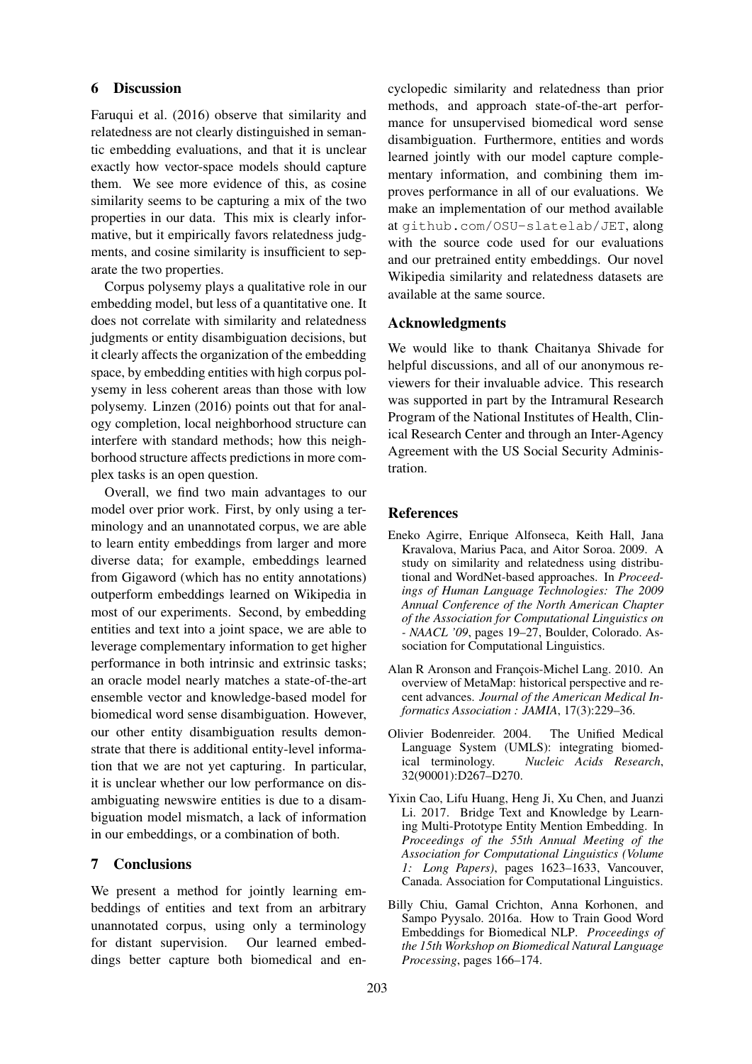## 6 Discussion

Faruqui et al. (2016) observe that similarity and relatedness are not clearly distinguished in semantic embedding evaluations, and that it is unclear exactly how vector-space models should capture them. We see more evidence of this, as cosine similarity seems to be capturing a mix of the two properties in our data. This mix is clearly informative, but it empirically favors relatedness judgments, and cosine similarity is insufficient to separate the two properties.

Corpus polysemy plays a qualitative role in our embedding model, but less of a quantitative one. It does not correlate with similarity and relatedness judgments or entity disambiguation decisions, but it clearly affects the organization of the embedding space, by embedding entities with high corpus polysemy in less coherent areas than those with low polysemy. Linzen (2016) points out that for analogy completion, local neighborhood structure can interfere with standard methods; how this neighborhood structure affects predictions in more complex tasks is an open question.

Overall, we find two main advantages to our model over prior work. First, by only using a terminology and an unannotated corpus, we are able to learn entity embeddings from larger and more diverse data; for example, embeddings learned from Gigaword (which has no entity annotations) outperform embeddings learned on Wikipedia in most of our experiments. Second, by embedding entities and text into a joint space, we are able to leverage complementary information to get higher performance in both intrinsic and extrinsic tasks; an oracle model nearly matches a state-of-the-art ensemble vector and knowledge-based model for biomedical word sense disambiguation. However, our other entity disambiguation results demonstrate that there is additional entity-level information that we are not yet capturing. In particular, it is unclear whether our low performance on disambiguating newswire entities is due to a disambiguation model mismatch, a lack of information in our embeddings, or a combination of both.

## 7 Conclusions

We present a method for jointly learning embeddings of entities and text from an arbitrary unannotated corpus, using only a terminology for distant supervision. Our learned embeddings better capture both biomedical and encyclopedic similarity and relatedness than prior methods, and approach state-of-the-art performance for unsupervised biomedical word sense disambiguation. Furthermore, entities and words learned jointly with our model capture complementary information, and combining them improves performance in all of our evaluations. We make an implementation of our method available at `github.com/OSU-slatelab/JET`, along with the source code used for our evaluations and our pretrained entity embeddings. Our novel Wikipedia similarity and relatedness datasets are available at the same source.

## Acknowledgments

We would like to thank Chaitanya Shivade for helpful discussions, and all of our anonymous reviewers for their invaluable advice. This research was supported in part by the Intramural Research Program of the National Institutes of Health, Clinical Research Center and through an Inter-Agency Agreement with the US Social Security Administration.

## References

Eneko Agirre, Enrique Alfonseca, Keith Hall, Jana Kravalova, Marius Paca, and Aitor Soroa. 2009. A study on similarity and relatedness using distributional and WordNet-based approaches. In *Proceedings of Human Language Technologies: The 2009 Annual Conference of the North American Chapter of the Association for Computational Linguistics on - NAACL '09*, pages 19–27, Boulder, Colorado. Association for Computational Linguistics.

Alan R Aronson and François-Michel Lang. 2010. An overview of MetaMap: historical perspective and recent advances. *Journal of the American Medical Informatics Association : JAMIA*, 17(3):229–36.

Olivier Bodenreider. 2004. The Unified Medical Language System (UMLS): integrating biomedical terminology. *Nucleic Acids Research*, 32(90001):D267–D270.

Yixin Cao, Lifu Huang, Heng Ji, Xu Chen, and Juanzi Li. 2017. Bridge Text and Knowledge by Learning Multi-Prototype Entity Mention Embedding. In *Proceedings of the 55th Annual Meeting of the Association for Computational Linguistics (Volume 1: Long Papers)*, pages 1623–1633, Vancouver, Canada. Association for Computational Linguistics.

Billy Chiu, Gamal Crichton, Anna Korhonen, and Sampo Pyysalo. 2016a. How to Train Good Word Embeddings for Biomedical NLP. *Proceedings of the 15th Workshop on Biomedical Natural Language Processing*, pages 166–174.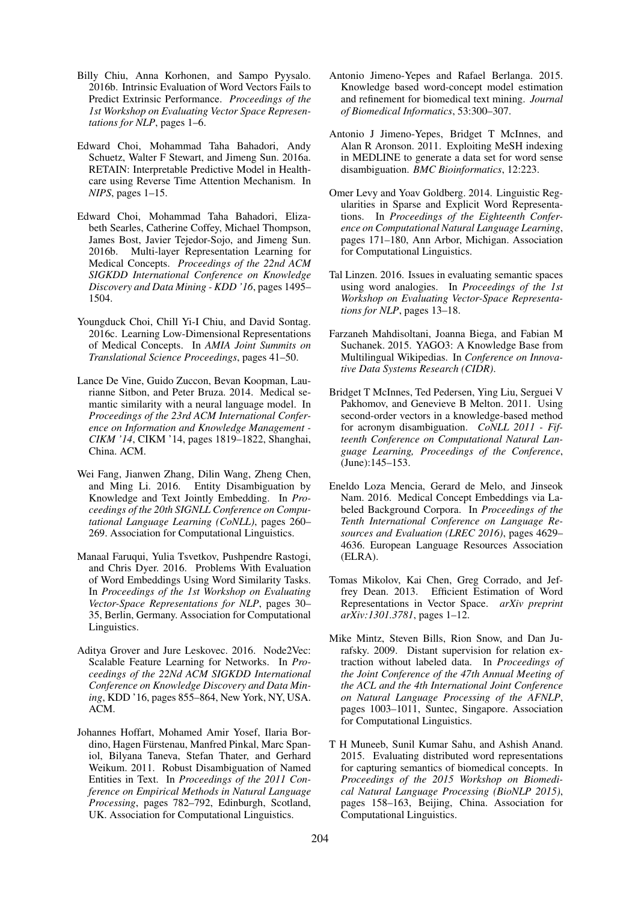Billy Chiu, Anna Korhonen, and Sampo Pyysalo. 2016b. Intrinsic Evaluation of Word Vectors Fails to Predict Extrinsic Performance. *Proceedings of the 1st Workshop on Evaluating Vector Space Representations for NLP*, pages 1–6.

Edward Choi, Mohammad Taha Bahadori, Andy Schuetz, Walter F Stewart, and Jimeng Sun. 2016a. RETAIN: Interpretable Predictive Model in Healthcare using Reverse Time Attention Mechanism. In *NIPS*, pages 1–15.

Edward Choi, Mohammad Taha Bahadori, Elizabeth Searles, Catherine Coffey, Michael Thompson, James Bost, Javier Tejedor-Sojo, and Jimeng Sun. 2016b. Multi-layer Representation Learning for Medical Concepts. *Proceedings of the 22nd ACM SIGKDD International Conference on Knowledge Discovery and Data Mining - KDD '16*, pages 1495–1504.

Youngduck Choi, Chill Yi-I Chiu, and David Sontag. 2016c. Learning Low-Dimensional Representations of Medical Concepts. In *AMIA Joint Summits on Translational Science Proceedings*, pages 41–50.

Lance De Vine, Guido Zuccon, Bevan Koopman, Laurianne Sitbon, and Peter Bruza. 2014. Medical semantic similarity with a neural language model. In *Proceedings of the 23rd ACM International Conference on Information and Knowledge Management - CIKM '14*, CIKM '14, pages 1819–1822, Shanghai, China. ACM.

Wei Fang, Jianwen Zhang, Dilin Wang, Zheng Chen, and Ming Li. 2016. Entity Disambiguation by Knowledge and Text Jointly Embedding. In *Proceedings of the 20th SIGNLL Conference on Computational Language Learning (CoNLL)*, pages 260–269. Association for Computational Linguistics.

Manaal Faruqui, Yulia Tsvetkov, Pushpendre Rastogi, and Chris Dyer. 2016. Problems With Evaluation of Word Embeddings Using Word Similarity Tasks. In *Proceedings of the 1st Workshop on Evaluating Vector-Space Representations for NLP*, pages 30–35, Berlin, Germany. Association for Computational Linguistics.

Aditya Grover and Jure Leskovec. 2016. Node2Vec: Scalable Feature Learning for Networks. In *Proceedings of the 22Nd ACM SIGKDD International Conference on Knowledge Discovery and Data Mining*, KDD '16, pages 855–864, New York, NY, USA. ACM.

Johannes Hoffart, Mohamed Amir Yosef, Ilaria Bordino, Hagen Fürstenau, Manfred Pinkal, Marc Spaniol, Bilyana Taneva, Stefan Thater, and Gerhard Weikum. 2011. Robust Disambiguation of Named Entities in Text. In *Proceedings of the 2011 Conference on Empirical Methods in Natural Language Processing*, pages 782–792, Edinburgh, Scotland, UK. Association for Computational Linguistics.

Antonio Jimeno-Yepes and Rafael Berlanga. 2015. Knowledge based word-concept model estimation and refinement for biomedical text mining. *Journal of Biomedical Informatics*, 53:300–307.

Antonio J Jimeno-Yepes, Bridget T McInnes, and Alan R Aronson. 2011. Exploiting MeSH indexing in MEDLINE to generate a data set for word sense disambiguation. *BMC Bioinformatics*, 12:223.

Omer Levy and Yoav Goldberg. 2014. Linguistic Regularities in Sparse and Explicit Word Representations. In *Proceedings of the Eighteenth Conference on Computational Natural Language Learning*, pages 171–180, Ann Arbor, Michigan. Association for Computational Linguistics.

Tal Linzen. 2016. Issues in evaluating semantic spaces using word analogies. In *Proceedings of the 1st Workshop on Evaluating Vector-Space Representations for NLP*, pages 13–18.

Farzaneh Mahdisoltani, Joanna Biega, and Fabian M Suchanek. 2015. YAGO3: A Knowledge Base from Multilingual Wikipedias. In *Conference on Innovative Data Systems Research (CIDR)*.

Bridget T McInnes, Ted Pedersen, Ying Liu, Serguei V Pakhomov, and Genevieve B Melton. 2011. Using second-order vectors in a knowledge-based method for acronym disambiguation. *CoNLL 2011 - Fifteenth Conference on Computational Natural Language Learning, Proceedings of the Conference*, (June):145–153.

Eneldo Loza Mencia, Gerard de Melo, and Jinseok Nam. 2016. Medical Concept Embeddings via Labeled Background Corpora. In *Proceedings of the Tenth International Conference on Language Resources and Evaluation (LREC 2016)*, pages 4629–4636. European Language Resources Association (ELRA).

Tomas Mikolov, Kai Chen, Greg Corrado, and Jeffrey Dean. 2013. Efficient Estimation of Word Representations in Vector Space. *arXiv preprint arXiv:1301.3781*, pages 1–12.

Mike Mintz, Steven Bills, Rion Snow, and Dan Jurafsky. 2009. Distant supervision for relation extraction without labeled data. In *Proceedings of the Joint Conference of the 47th Annual Meeting of the ACL and the 4th International Joint Conference on Natural Language Processing of the AFNLP*, pages 1003–1011, Suntec, Singapore. Association for Computational Linguistics.

T H Muneeb, Sunil Kumar Sahu, and Ashish Anand. 2015. Evaluating distributed word representations for capturing semantics of biomedical concepts. In *Proceedings of the 2015 Workshop on Biomedical Natural Language Processing (BioNLP 2015)*, pages 158–163, Beijing, China. Association for Computational Linguistics.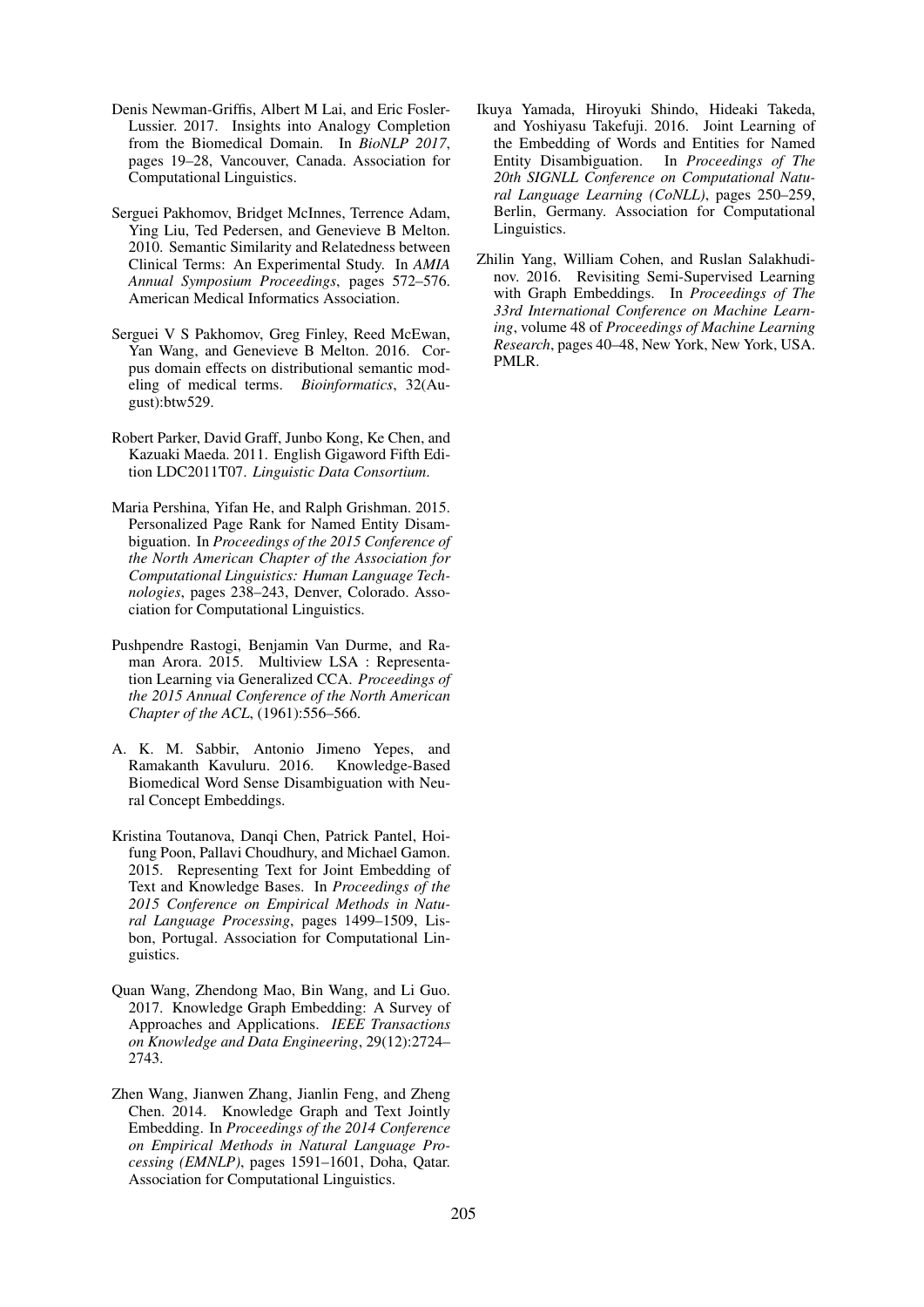Denis Newman-Griffis, Albert M Lai, and Eric Fosler-Lussier. 2017. Insights into Analogy Completion from the Biomedical Domain. In *BioNLP 2017*, pages 19–28, Vancouver, Canada. Association for Computational Linguistics.

Serguei Pakhomov, Bridget McInnes, Terrence Adam, Ying Liu, Ted Pedersen, and Genevieve B Melton. 2010. Semantic Similarity and Relatedness between Clinical Terms: An Experimental Study. In *AMIA Annual Symposium Proceedings*, pages 572–576. American Medical Informatics Association.

Serguei V S Pakhomov, Greg Finley, Reed McEwan, Yan Wang, and Genevieve B Melton. 2016. Corpus domain effects on distributional semantic modeling of medical terms. *Bioinformatics*, 32(August):btw529.

Robert Parker, David Graff, Junbo Kong, Ke Chen, and Kazuaki Maeda. 2011. English Gigaword Fifth Edition LDC2011T07. *Linguistic Data Consortium*.

Maria Pershina, Yifan He, and Ralph Grishman. 2015. Personalized Page Rank for Named Entity Disambiguation. In *Proceedings of the 2015 Conference of the North American Chapter of the Association for Computational Linguistics: Human Language Technologies*, pages 238–243, Denver, Colorado. Association for Computational Linguistics.

Pushpendre Rastogi, Benjamin Van Durme, and Raman Arora. 2015. Multiview LSA : Representation Learning via Generalized CCA. *Proceedings of the 2015 Annual Conference of the North American Chapter of the ACL*, (1961):556–566.

A. K. M. Sabbir, Antonio Jimeno Yepes, and Ramakanth Kavuluru. 2016. Knowledge-Based Biomedical Word Sense Disambiguation with Neural Concept Embeddings.

Kristina Toutanova, Danqi Chen, Patrick Pantel, Hoifung Poon, Pallavi Choudhury, and Michael Gamon. 2015. Representing Text for Joint Embedding of Text and Knowledge Bases. In *Proceedings of the 2015 Conference on Empirical Methods in Natural Language Processing*, pages 1499–1509, Lisbon, Portugal. Association for Computational Linguistics.

Quan Wang, Zhendong Mao, Bin Wang, and Li Guo. 2017. Knowledge Graph Embedding: A Survey of Approaches and Applications. *IEEE Transactions on Knowledge and Data Engineering*, 29(12):2724–2743.

Zhen Wang, Jianwen Zhang, Jianlin Feng, and Zheng Chen. 2014. Knowledge Graph and Text Jointly Embedding. In *Proceedings of the 2014 Conference on Empirical Methods in Natural Language Processing (EMNLP)*, pages 1591–1601, Doha, Qatar. Association for Computational Linguistics.

Ikuya Yamada, Hiroyuki Shindo, Hideaki Takeda, and Yoshiyasu Takefuji. 2016. Joint Learning of the Embedding of Words and Entities for Named Entity Disambiguation. In *Proceedings of The 20th SIGNLL Conference on Computational Natural Language Learning (CoNLL)*, pages 250–259, Berlin, Germany. Association for Computational Linguistics.

Zhilin Yang, William Cohen, and Ruslan Salakhudinov. 2016. Revisiting Semi-Supervised Learning with Graph Embeddings. In *Proceedings of The 33rd International Conference on Machine Learning*, volume 48 of *Proceedings of Machine Learning Research*, pages 40–48, New York, New York, USA. PMLR.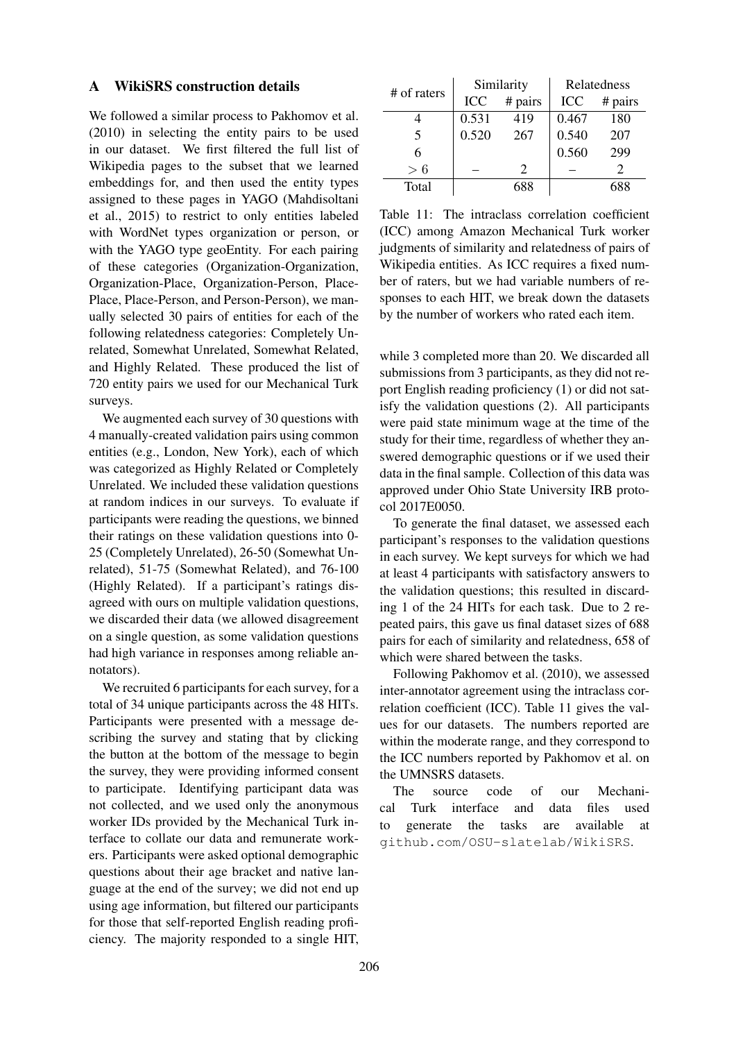## A WikiSRS construction details

We followed a similar process to Pakhomov et al. (2010) in selecting the entity pairs to be used in our dataset. We first filtered the full list of Wikipedia pages to the subset that we learned embeddings for, and then used the entity types assigned to these pages in YAGO (Mahdisoltani et al., 2015) to restrict to only entities labeled with WordNet types organization or person, or with the YAGO type geoEntity. For each pairing of these categories (Organization-Organization, Organization-Place, Organization-Person, Place-Place, Place-Person, and Person-Person), we manually selected 30 pairs of entities for each of the following relatedness categories: Completely Unrelated, Somewhat Unrelated, Somewhat Related, and Highly Related. These produced the list of 720 entity pairs we used for our Mechanical Turk surveys.

We augmented each survey of 30 questions with 4 manually-created validation pairs using common entities (e.g., London, New York), each of which was categorized as Highly Related or Completely Unrelated. We included these validation questions at random indices in our surveys. To evaluate if participants were reading the questions, we binned their ratings on these validation questions into 0-25 (Completely Unrelated), 26-50 (Somewhat Unrelated), 51-75 (Somewhat Related), and 76-100 (Highly Related). If a participant's ratings disagreed with ours on multiple validation questions, we discarded their data (we allowed disagreement on a single question, as some validation questions had high variance in responses among reliable annotators).

We recruited 6 participants for each survey, for a total of 34 unique participants across the 48 HITs. Participants were presented with a message describing the survey and stating that by clicking the button at the bottom of the message to begin the survey, they were providing informed consent to participate. Identifying participant data was not collected, and we used only the anonymous worker IDs provided by the Mechanical Turk interface to collate our data and remunerate workers. Participants were asked optional demographic questions about their age bracket and native language at the end of the survey; we did not end up using age information, but filtered our participants for those that self-reported English reading proficiency. The majority responded to a single HIT, while 3 completed more than 20. We discarded all submissions from 3 participants, as they did not report English reading proficiency (1) or did not satisfy the validation questions (2). All participants were paid state minimum wage at the time of the study for their time, regardless of whether they answered demographic questions or if we used their data in the final sample. Collection of this data was approved under Ohio State University IRB protocol 2017E0050.

| # of raters | Similarity | | Relatedness | |
|---|---|---|---|---|
| | ICC | # pairs | ICC | # pairs |
| 4 | 0.531 | 419 | 0.467 | 180 |
| 5 | 0.520 | 267 | 0.540 | 207 |
| 6 | | | 0.560 | 299 |
| $> 6$ | – | 2 | – | 2 |
| Total | | 688 | | 688 |

Table 11: The intraclass correlation coefficient (ICC) among Amazon Mechanical Turk worker judgments of similarity and relatedness of pairs of Wikipedia entities. As ICC requires a fixed number of raters, but we had variable numbers of responses to each HIT, we break down the datasets by the number of workers who rated each item.

To generate the final dataset, we assessed each participant's responses to the validation questions in each survey. We kept surveys for which we had at least 4 participants with satisfactory answers to the validation questions; this resulted in discarding 1 of the 24 HITs for each task. Due to 2 repeated pairs, this gave us final dataset sizes of 688 pairs for each of similarity and relatedness, 658 of which were shared between the tasks.

Following Pakhomov et al. (2010), we assessed inter-annotator agreement using the intraclass correlation coefficient (ICC). Table 11 gives the values for our datasets. The numbers reported are within the moderate range, and they correspond to the ICC numbers reported by Pakhomov et al. on the UMNSRS datasets.

The source code of our Mechanical Turk interface and data files used to generate the tasks are available at `github.com/OSU-slatelab/WikiSRS`.